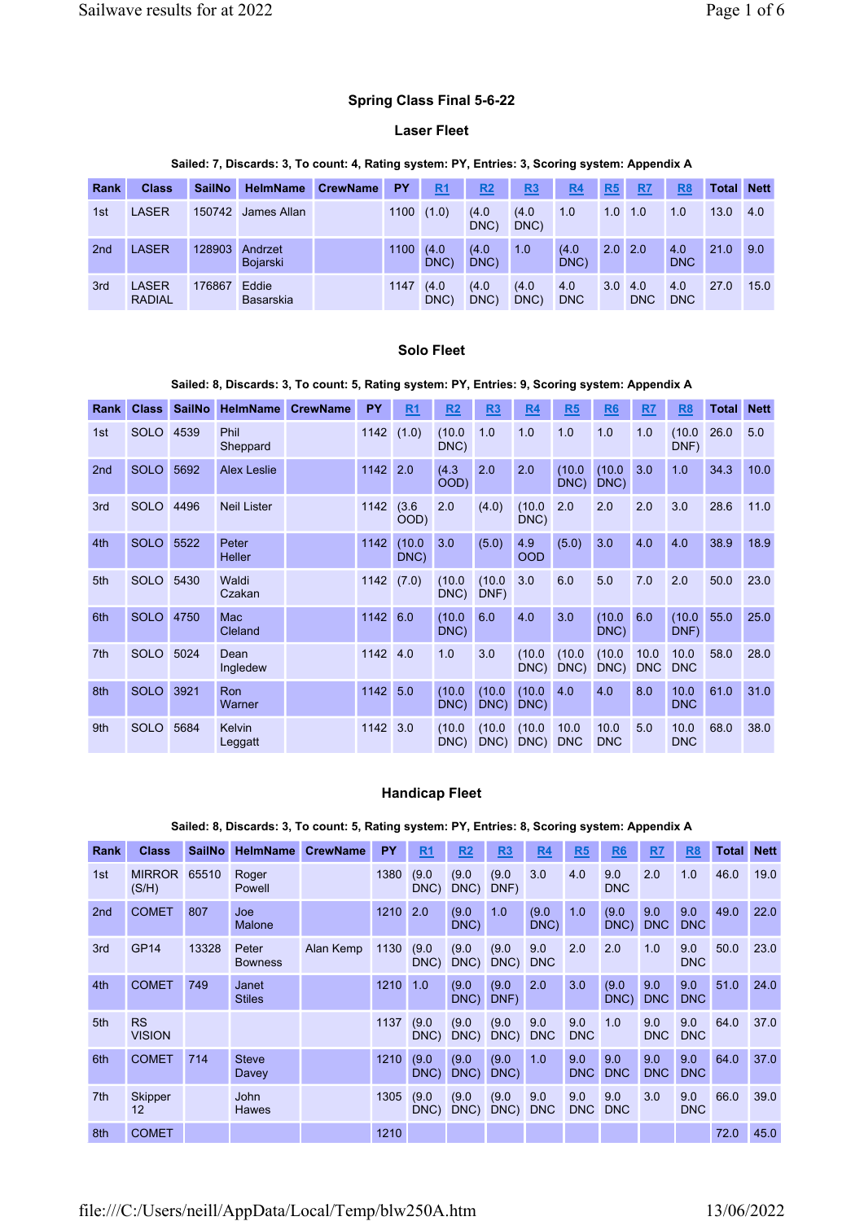## Spring Class Final 5-6-22

### Laser Fleet

**Sailed: 7, Discards: 3, To count: 4, Rating system: PY, Entries: 3, Scoring system: Appendix A**

| Rank | Class | SailNo | HelmName | CrewName | PY | R1 | R2 | R3 | R4 | R5 | R7 | R8 | Total | Nett |
|---|---|---|---|---|---|---|---|---|---|---|---|---|---|---|
| 1st | LASER | 150742 | James Allan | | 1100 | (1.0) | (4.0 DNC) | (4.0 DNC) | 1.0 | 1.0 | 1.0 | 1.0 | 13.0 | 4.0 |
| 2nd | LASER | 128903 | Andrzet Bojarski | | 1100 | (4.0 DNC) | (4.0 DNC) | 1.0 | (4.0 DNC) | 2.0 | 2.0 | 4.0 DNC | 21.0 | 9.0 |
| 3rd | LASER RADIAL | 176867 | Eddie Basarskia | | 1147 | (4.0 DNC) | (4.0 DNC) | (4.0 DNC) | 4.0 DNC | 3.0 | 4.0 DNC | 4.0 DNC | 27.0 | 15.0 |

### Solo Fleet

**Sailed: 8, Discards: 3, To count: 5, Rating system: PY, Entries: 9, Scoring system: Appendix A**

| Rank | Class | SailNo | HelmName | CrewName | PY | R1 | R2 | R3 | R4 | R5 | R6 | R7 | R8 | Total | Nett |
|---|---|---|---|---|---|---|---|---|---|---|---|---|---|---|---|
| 1st | SOLO | 4539 | Phil Sheppard | | 1142 | (1.0) | (10.0 DNC) | 1.0 | 1.0 | 1.0 | 1.0 | 1.0 | (10.0 DNF) | 26.0 | 5.0 |
| 2nd | SOLO | 5692 | Alex Leslie | | 1142 | 2.0 | (4.3 OOD) | 2.0 | 2.0 | (10.0 DNC) | (10.0 DNC) | 3.0 | 1.0 | 34.3 | 10.0 |
| 3rd | SOLO | 4496 | Neil Lister | | 1142 | (3.6 OOD) | 2.0 | (4.0) | (10.0 DNC) | 2.0 | 2.0 | 2.0 | 3.0 | 28.6 | 11.0 |
| 4th | SOLO | 5522 | Peter Heller | | 1142 | (10.0 DNC) | 3.0 | (5.0) | 4.9 OOD | (5.0) | 3.0 | 4.0 | 4.0 | 38.9 | 18.9 |
| 5th | SOLO | 5430 | Waldi Czakan | | 1142 | (7.0) | (10.0 DNC) | (10.0 DNF) | 3.0 | 6.0 | 5.0 | 7.0 | 2.0 | 50.0 | 23.0 |
| 6th | SOLO | 4750 | Mac Cleland | | 1142 | 6.0 | (10.0 DNC) | 6.0 | 4.0 | 3.0 | (10.0 DNC) | 6.0 | (10.0 DNF) | 55.0 | 25.0 |
| 7th | SOLO | 5024 | Dean Ingledew | | 1142 | 4.0 | 1.0 | 3.0 | (10.0 DNC) | (10.0 DNC) | (10.0 DNC) | 10.0 DNC | 10.0 DNC | 58.0 | 28.0 |
| 8th | SOLO | 3921 | Ron Warner | | 1142 | 5.0 | (10.0 DNC) | (10.0 DNC) | (10.0 DNC) | 4.0 | 4.0 | 8.0 | 10.0 DNC | 61.0 | 31.0 |
| 9th | SOLO | 5684 | Kelvin Leggatt | | 1142 | 3.0 | (10.0 DNC) | (10.0 DNC) | (10.0 DNC) | 10.0 DNC | 10.0 DNC | 5.0 | 10.0 DNC | 68.0 | 38.0 |

### Handicap Fleet

**Sailed: 8, Discards: 3, To count: 5, Rating system: PY, Entries: 8, Scoring system: Appendix A**

| Rank | Class | SailNo | HelmName | CrewName | PY | R1 | R2 | R3 | R4 | R5 | R6 | R7 | R8 | Total | Nett |
|---|---|---|---|---|---|---|---|---|---|---|---|---|---|---|---|
| 1st | MIRROR (S/H) | 65510 | Roger Powell | | 1380 | (9.0 DNC) | (9.0 DNC) | (9.0 DNF) | 3.0 | 4.0 | 9.0 DNC | 2.0 | 1.0 | 46.0 | 19.0 |
| 2nd | COMET | 807 | Joe Malone | | 1210 | 2.0 | (9.0 DNC) | 1.0 | (9.0 DNC) | 1.0 | (9.0 DNC) | 9.0 DNC | 9.0 DNC | 49.0 | 22.0 |
| 3rd | GP14 | 13328 | Peter Bowness | Alan Kemp | 1130 | (9.0 DNC) | (9.0 DNC) | (9.0 DNC) | 9.0 DNC | 2.0 | 2.0 | 1.0 | 9.0 DNC | 50.0 | 23.0 |
| 4th | COMET | 749 | Janet Stiles | | 1210 | 1.0 | (9.0 DNC) | (9.0 DNF) | 2.0 | 3.0 | (9.0 DNC) | 9.0 DNC | 9.0 DNC | 51.0 | 24.0 |
| 5th | RS VISION | | | | 1137 | (9.0 DNC) | (9.0 DNC) | (9.0 DNC) | 9.0 DNC | 9.0 DNC | 1.0 | 9.0 DNC | 9.0 DNC | 64.0 | 37.0 |
| 6th | COMET | 714 | Steve Davey | | 1210 | (9.0 DNC) | (9.0 DNC) | (9.0 DNC) | 1.0 | 9.0 DNC | 9.0 DNC | 9.0 DNC | 9.0 DNC | 64.0 | 37.0 |
| 7th | Skipper 12 | | John Hawes | | 1305 | (9.0 DNC) | (9.0 DNC) | (9.0 DNC) | 9.0 DNC | 9.0 DNC | 9.0 DNC | 3.0 | 9.0 DNC | 66.0 | 39.0 |
| 8th | COMET | | | | 1210 | | | | | | | | | 72.0 | 45.0 |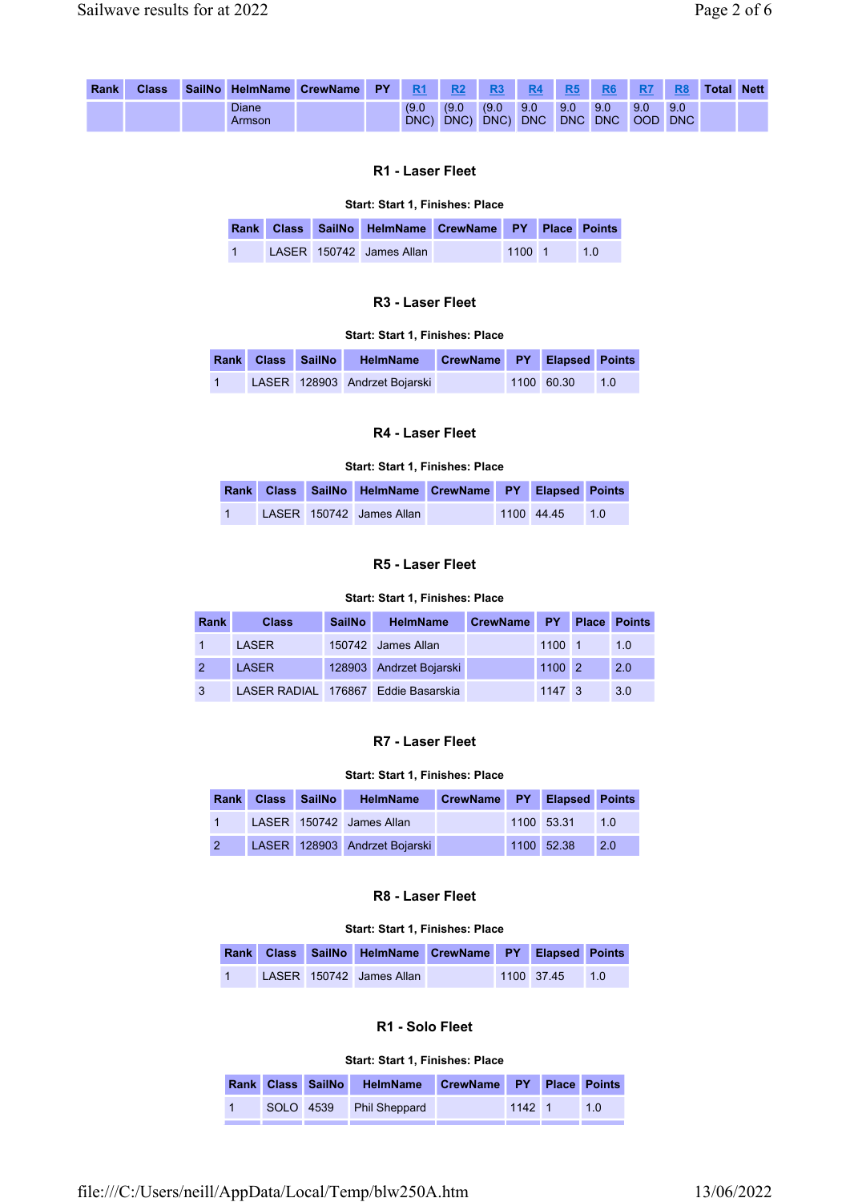| Rank | Class | SailNo | HelmName | CrewName | PY | R1 | R2 | R3 | R4 | R5 | R6 | R7 | R8 | Total | Nett |
|---|---|---|---|---|---|---|---|---|---|---|---|---|---|---|---|
| | | | Diane Armson | | | (9.0 DNC) | (9.0 DNC) | (9.0 DNC) | 9.0 DNC | 9.0 DNC | 9.0 DNC | 9.0 OOD | 9.0 DNC | | |

### R1 - Laser Fleet

**Start: Start 1, Finishes: Place**

| Rank | Class | SailNo | HelmName | CrewName | PY | Place | Points |
|---|---|---|---|---|---|---|---|
| 1 | LASER | 150742 | James Allan | | 1100 | 1 | 1.0 |

### R3 - Laser Fleet

**Start: Start 1, Finishes: Place**

| Rank | Class | SailNo | HelmName | CrewName | PY | Elapsed | Points |
|---|---|---|---|---|---|---|---|
| 1 | LASER | 128903 | Andrzet Bojarski | | 1100 | 60.30 | 1.0 |

### R4 - Laser Fleet

**Start: Start 1, Finishes: Place**

| Rank | Class | SailNo | HelmName | CrewName | PY | Elapsed | Points |
|---|---|---|---|---|---|---|---|
| 1 | LASER | 150742 | James Allan | | 1100 | 44.45 | 1.0 |

### R5 - Laser Fleet

**Start: Start 1, Finishes: Place**

| Rank | Class | SailNo | HelmName | CrewName | PY | Place | Points |
|---|---|---|---|---|---|---|---|
| 1 | LASER | 150742 | James Allan | | 1100 | 1 | 1.0 |
| 2 | LASER | 128903 | Andrzet Bojarski | | 1100 | 2 | 2.0 |
| 3 | LASER RADIAL | 176867 | Eddie Basarskia | | 1147 | 3 | 3.0 |

### R7 - Laser Fleet

**Start: Start 1, Finishes: Place**

| Rank | Class | SailNo | HelmName | CrewName | PY | Elapsed | Points |
|---|---|---|---|---|---|---|---|
| 1 | LASER | 150742 | James Allan | | 1100 | 53.31 | 1.0 |
| 2 | LASER | 128903 | Andrzet Bojarski | | 1100 | 52.38 | 2.0 |

### R8 - Laser Fleet

**Start: Start 1, Finishes: Place**

| Rank | Class | SailNo | HelmName | CrewName | PY | Elapsed | Points |
|---|---|---|---|---|---|---|---|
| 1 | LASER | 150742 | James Allan | | 1100 | 37.45 | 1.0 |

### R1 - Solo Fleet

**Start: Start 1, Finishes: Place**

| Rank | Class | SailNo | HelmName | CrewName | PY | Place | Points |
|---|---|---|---|---|---|---|---|
| 1 | SOLO | 4539 | Phil Sheppard | | 1142 | 1 | 1.0 |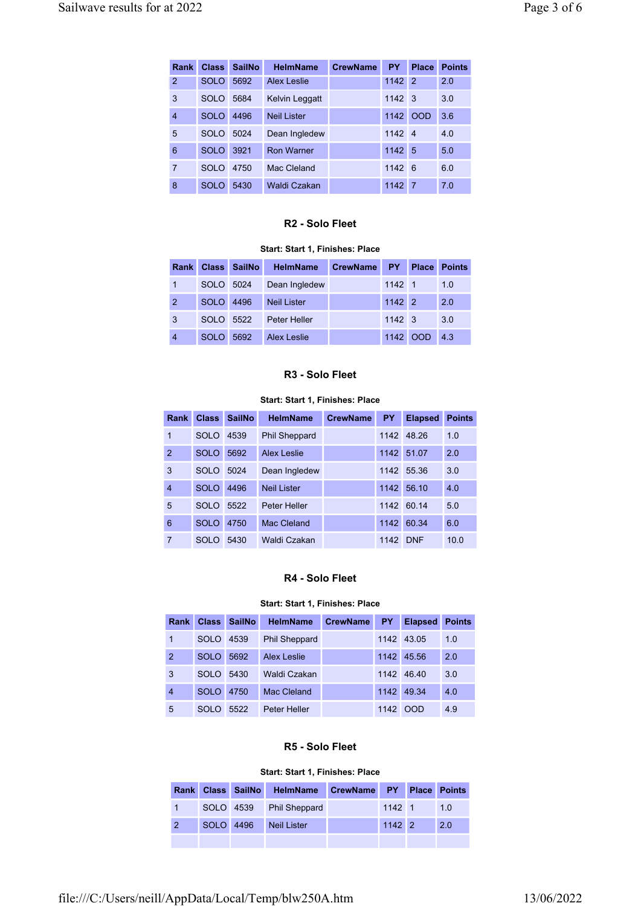| Rank | Class | SailNo | HelmName | CrewName | PY | Place | Points |
|---|---|---|---|---|---|---|---|
| 2 | SOLO | 5692 | Alex Leslie | | 1142 | 2 | 2.0 |
| 3 | SOLO | 5684 | Kelvin Leggatt | | 1142 | 3 | 3.0 |
| 4 | SOLO | 4496 | Neil Lister | | 1142 | OOD | 3.6 |
| 5 | SOLO | 5024 | Dean Ingledew | | 1142 | 4 | 4.0 |
| 6 | SOLO | 3921 | Ron Warner | | 1142 | 5 | 5.0 |
| 7 | SOLO | 4750 | Mac Cleland | | 1142 | 6 | 6.0 |
| 8 | SOLO | 5430 | Waldi Czakan | | 1142 | 7 | 7.0 |

### R2 - Solo Fleet

**Start: Start 1, Finishes: Place**

| Rank | Class | SailNo | HelmName | CrewName | PY | Place | Points |
|---|---|---|---|---|---|---|---|
| 1 | SOLO | 5024 | Dean Ingledew | | 1142 | 1 | 1.0 |
| 2 | SOLO | 4496 | Neil Lister | | 1142 | 2 | 2.0 |
| 3 | SOLO | 5522 | Peter Heller | | 1142 | 3 | 3.0 |
| 4 | SOLO | 5692 | Alex Leslie | | 1142 | OOD | 4.3 |

### R3 - Solo Fleet

**Start: Start 1, Finishes: Place**

| Rank | Class | SailNo | HelmName | CrewName | PY | Elapsed | Points |
|---|---|---|---|---|---|---|---|
| 1 | SOLO | 4539 | Phil Sheppard | | 1142 | 48.26 | 1.0 |
| 2 | SOLO | 5692 | Alex Leslie | | 1142 | 51.07 | 2.0 |
| 3 | SOLO | 5024 | Dean Ingledew | | 1142 | 55.36 | 3.0 |
| 4 | SOLO | 4496 | Neil Lister | | 1142 | 56.10 | 4.0 |
| 5 | SOLO | 5522 | Peter Heller | | 1142 | 60.14 | 5.0 |
| 6 | SOLO | 4750 | Mac Cleland | | 1142 | 60.34 | 6.0 |
| 7 | SOLO | 5430 | Waldi Czakan | | 1142 | DNF | 10.0 |

### R4 - Solo Fleet

**Start: Start 1, Finishes: Place**

| Rank | Class | SailNo | HelmName | CrewName | PY | Elapsed | Points |
|---|---|---|---|---|---|---|---|
| 1 | SOLO | 4539 | Phil Sheppard | | 1142 | 43.05 | 1.0 |
| 2 | SOLO | 5692 | Alex Leslie | | 1142 | 45.56 | 2.0 |
| 3 | SOLO | 5430 | Waldi Czakan | | 1142 | 46.40 | 3.0 |
| 4 | SOLO | 4750 | Mac Cleland | | 1142 | 49.34 | 4.0 |
| 5 | SOLO | 5522 | Peter Heller | | 1142 | OOD | 4.9 |

### R5 - Solo Fleet

**Start: Start 1, Finishes: Place**

| Rank | Class | SailNo | HelmName | CrewName | PY | Place | Points |
|---|---|---|---|---|---|---|---|
| 1 | SOLO | 4539 | Phil Sheppard | | 1142 | 1 | 1.0 |
| 2 | SOLO | 4496 | Neil Lister | | 1142 | 2 | 2.0 |
| | | | | | | | |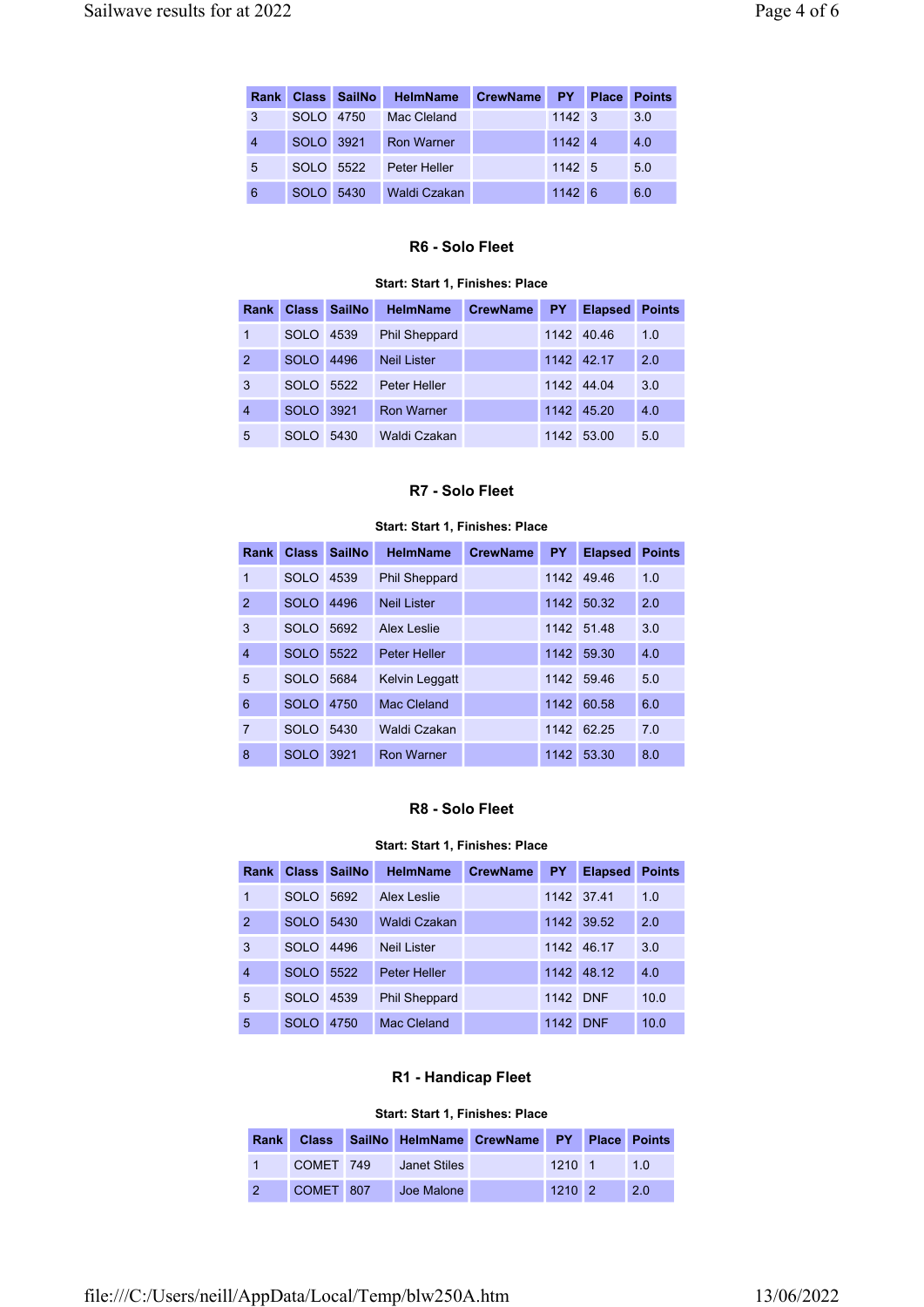| Rank | Class | SailNo | HelmName | CrewName | PY | Place | Points |
|---|---|---|---|---|---|---|---|
| 3 | SOLO | 4750 | Mac Cleland | | 1142 | 3 | 3.0 |
| 4 | SOLO | 3921 | Ron Warner | | 1142 | 4 | 4.0 |
| 5 | SOLO | 5522 | Peter Heller | | 1142 | 5 | 5.0 |
| 6 | SOLO | 5430 | Waldi Czakan | | 1142 | 6 | 6.0 |

### R6 - Solo Fleet

**Start: Start 1, Finishes: Place**

| Rank | Class | SailNo | HelmName | CrewName | PY | Elapsed | Points |
|---|---|---|---|---|---|---|---|
| 1 | SOLO | 4539 | Phil Sheppard | | 1142 | 40.46 | 1.0 |
| 2 | SOLO | 4496 | Neil Lister | | 1142 | 42.17 | 2.0 |
| 3 | SOLO | 5522 | Peter Heller | | 1142 | 44.04 | 3.0 |
| 4 | SOLO | 3921 | Ron Warner | | 1142 | 45.20 | 4.0 |
| 5 | SOLO | 5430 | Waldi Czakan | | 1142 | 53.00 | 5.0 |

### R7 - Solo Fleet

**Start: Start 1, Finishes: Place**

| Rank | Class | SailNo | HelmName | CrewName | PY | Elapsed | Points |
|---|---|---|---|---|---|---|---|
| 1 | SOLO | 4539 | Phil Sheppard | | 1142 | 49.46 | 1.0 |
| 2 | SOLO | 4496 | Neil Lister | | 1142 | 50.32 | 2.0 |
| 3 | SOLO | 5692 | Alex Leslie | | 1142 | 51.48 | 3.0 |
| 4 | SOLO | 5522 | Peter Heller | | 1142 | 59.30 | 4.0 |
| 5 | SOLO | 5684 | Kelvin Leggatt | | 1142 | 59.46 | 5.0 |
| 6 | SOLO | 4750 | Mac Cleland | | 1142 | 60.58 | 6.0 |
| 7 | SOLO | 5430 | Waldi Czakan | | 1142 | 62.25 | 7.0 |
| 8 | SOLO | 3921 | Ron Warner | | 1142 | 53.30 | 8.0 |

### R8 - Solo Fleet

**Start: Start 1, Finishes: Place**

| Rank | Class | SailNo | HelmName | CrewName | PY | Elapsed | Points |
|---|---|---|---|---|---|---|---|
| 1 | SOLO | 5692 | Alex Leslie | | 1142 | 37.41 | 1.0 |
| 2 | SOLO | 5430 | Waldi Czakan | | 1142 | 39.52 | 2.0 |
| 3 | SOLO | 4496 | Neil Lister | | 1142 | 46.17 | 3.0 |
| 4 | SOLO | 5522 | Peter Heller | | 1142 | 48.12 | 4.0 |
| 5 | SOLO | 4539 | Phil Sheppard | | 1142 | DNF | 10.0 |
| 5 | SOLO | 4750 | Mac Cleland | | 1142 | DNF | 10.0 |

### R1 - Handicap Fleet

**Start: Start 1, Finishes: Place**

| Rank | Class | SailNo | HelmName | CrewName | PY | Place | Points |
|---|---|---|---|---|---|---|---|
| 1 | COMET | 749 | Janet Stiles | | 1210 | 1 | 1.0 |
| 2 | COMET | 807 | Joe Malone | | 1210 | 2 | 2.0 |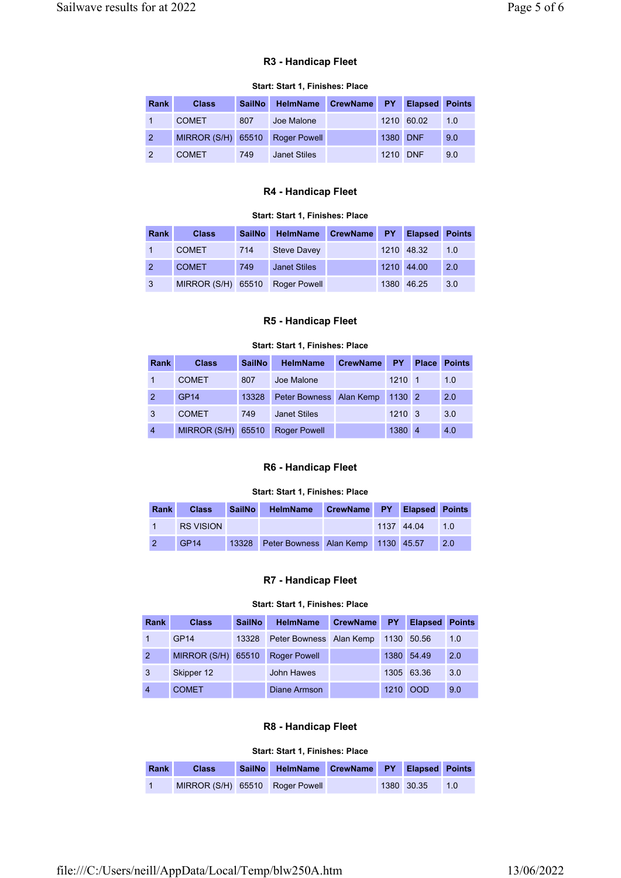### R3 - Handicap Fleet

**Start: Start 1, Finishes: Place**

| Rank | Class | SailNo | HelmName | CrewName | PY | Elapsed | Points |
|---|---|---|---|---|---|---|---|
| 1 | COMET | 807 | Joe Malone | | 1210 | 60.02 | 1.0 |
| 2 | MIRROR (S/H) | 65510 | Roger Powell | | 1380 | DNF | 9.0 |
| 2 | COMET | 749 | Janet Stiles | | 1210 | DNF | 9.0 |

### R4 - Handicap Fleet

**Start: Start 1, Finishes: Place**

| Rank | Class | SailNo | HelmName | CrewName | PY | Elapsed | Points |
|---|---|---|---|---|---|---|---|
| 1 | COMET | 714 | Steve Davey | | 1210 | 48.32 | 1.0 |
| 2 | COMET | 749 | Janet Stiles | | 1210 | 44.00 | 2.0 |
| 3 | MIRROR (S/H) | 65510 | Roger Powell | | 1380 | 46.25 | 3.0 |

### R5 - Handicap Fleet

**Start: Start 1, Finishes: Place**

| Rank | Class | SailNo | HelmName | CrewName | PY | Place | Points |
|---|---|---|---|---|---|---|---|
| 1 | COMET | 807 | Joe Malone | | 1210 | 1 | 1.0 |
| 2 | GP14 | 13328 | Peter Bowness | Alan Kemp | 1130 | 2 | 2.0 |
| 3 | COMET | 749 | Janet Stiles | | 1210 | 3 | 3.0 |
| 4 | MIRROR (S/H) | 65510 | Roger Powell | | 1380 | 4 | 4.0 |

### R6 - Handicap Fleet

**Start: Start 1, Finishes: Place**

| Rank | Class | SailNo | HelmName | CrewName | PY | Elapsed | Points |
|---|---|---|---|---|---|---|---|
| 1 | RS VISION | | | | 1137 | 44.04 | 1.0 |
| 2 | GP14 | 13328 | Peter Bowness | Alan Kemp | 1130 | 45.57 | 2.0 |

### R7 - Handicap Fleet

**Start: Start 1, Finishes: Place**

| Rank | Class | SailNo | HelmName | CrewName | PY | Elapsed | Points |
|---|---|---|---|---|---|---|---|
| 1 | GP14 | 13328 | Peter Bowness | Alan Kemp | 1130 | 50.56 | 1.0 |
| 2 | MIRROR (S/H) | 65510 | Roger Powell | | 1380 | 54.49 | 2.0 |
| 3 | Skipper 12 | | John Hawes | | 1305 | 63.36 | 3.0 |
| 4 | COMET | | Diane Armson | | 1210 | OOD | 9.0 |

### R8 - Handicap Fleet

**Start: Start 1, Finishes: Place**

| Rank | Class | SailNo | HelmName | CrewName | PY | Elapsed | Points |
|---|---|---|---|---|---|---|---|
| 1 | MIRROR (S/H) | 65510 | Roger Powell | | 1380 | 30.35 | 1.0 |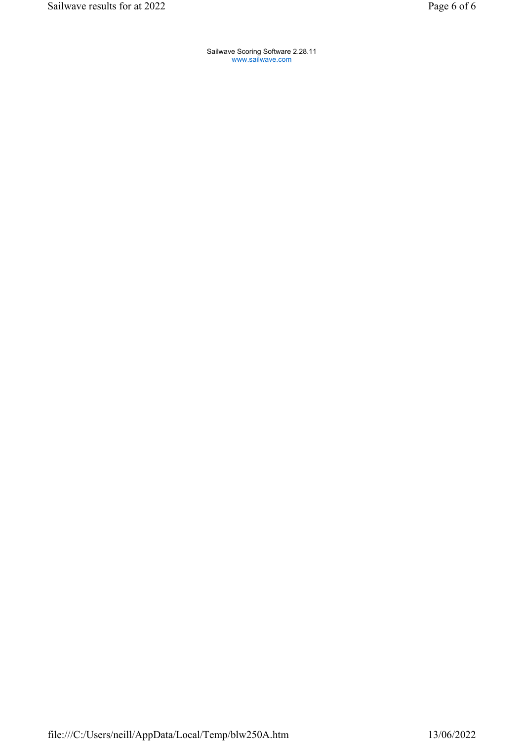Sailwave Scoring Software 2.28.11
www.sailwave.com